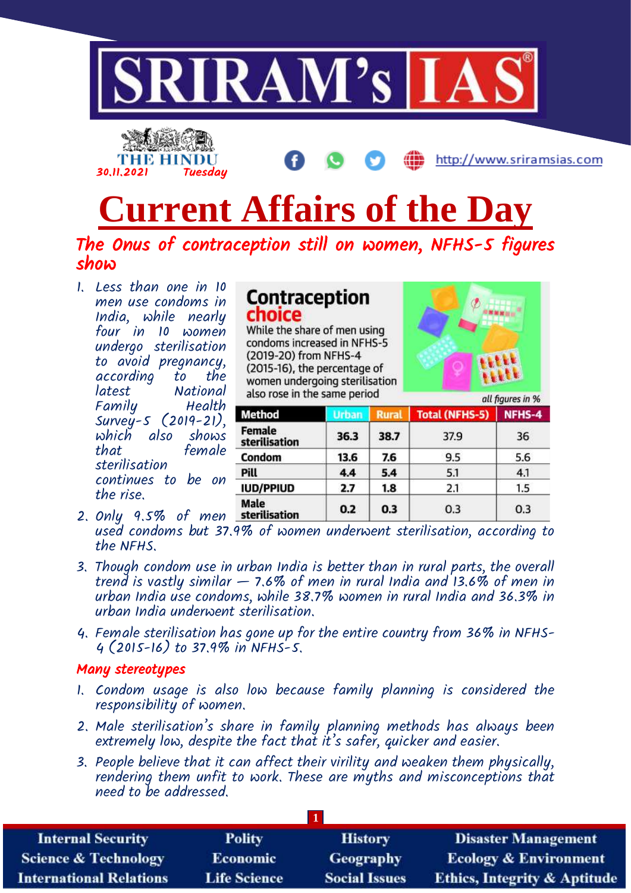# SRIRAM's IAS

THE HINDU 30.11.2021 Tuesday

http://www.sriramsias.com

# Current Affairs of the Day

## The Onus of contraception still on women, NFHS-5 figures show

1. Less than one in 10 men use condoms in India, while nearly four in 10 women undergo sterilisation to avoid pregnancy, according to the latest National Family Health Survey-5 (2019-21), which also shows that female sterilisation continues to be on the rise.
2. Only 9.5% of men used condoms but 37.9% of women underwent sterilisation, according to the NFHS.
3. Though condom use in urban India is better than in rural parts, the overall trend is vastly similar — 7.6% of men in rural India and 13.6% of men in urban India use condoms, while 38.7% women in rural India and 36.3% in urban India underwent sterilisation.
4. Female sterilisation has gone up for the entire country from 36% in NFHS-4 (2015-16) to 37.9% in NFHS-5.

**Contraception choice**

While the share of men using condoms increased in NFHS-5 (2019-20) from NFHS-4 (2015-16), the percentage of women undergoing sterilisation also rose in the same period

*all figures in %*

| Method | Urban | Rural | Total (NFHS-5) | NFHS-4 |
|---|---|---|---|---|
| Female sterilisation | 36.3 | 38.7 | 37.9 | 36 |
| Condom | 13.6 | 7.6 | 9.5 | 5.6 |
| Pill | 4.4 | 5.4 | 5.1 | 4.1 |
| IUD/PPIUD | 2.7 | 1.8 | 2.1 | 1.5 |
| Male sterilisation | 0.2 | 0.3 | 0.3 | 0.3 |

### Many stereotypes

1. Condom usage is also low because family planning is considered the responsibility of women.
2. Male sterilisation's share in family planning methods has always been extremely low, despite the fact that it's safer, quicker and easier.
3. People believe that it can affect their virility and weaken them physically, rendering them unfit to work. These are myths and misconceptions that need to be addressed.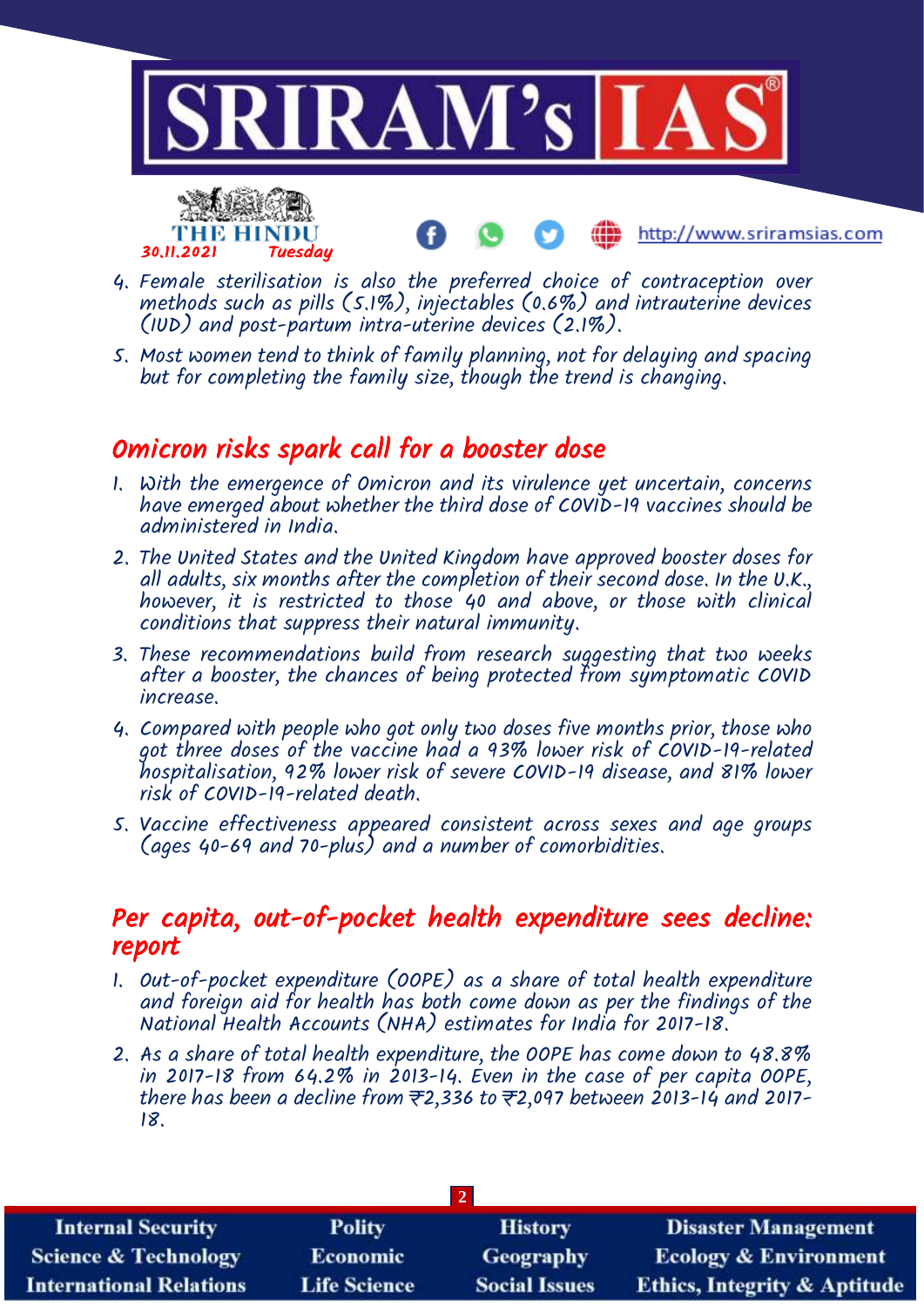4. Female sterilisation is also the preferred choice of contraception over methods such as pills (5.1%), injectables (0.6%) and intrauterine devices (IUD) and post-partum intra-uterine devices (2.1%).
5. Most women tend to think of family planning, not for delaying and spacing but for completing the family size, though the trend is changing.

## Omicron risks spark call for a booster dose

1. With the emergence of Omicron and its virulence yet uncertain, concerns have emerged about whether the third dose of COVID-19 vaccines should be administered in India.
2. The United States and the United Kingdom have approved booster doses for all adults, six months after the completion of their second dose. In the U.K., however, it is restricted to those 40 and above, or those with clinical conditions that suppress their natural immunity.
3. These recommendations build from research suggesting that two weeks after a booster, the chances of being protected from symptomatic COVID increase.
4. Compared with people who got only two doses five months prior, those who got three doses of the vaccine had a 93% lower risk of COVID-19-related hospitalisation, 92% lower risk of severe COVID-19 disease, and 81% lower risk of COVID-19-related death.
5. Vaccine effectiveness appeared consistent across sexes and age groups (ages 40-69 and 70-plus) and a number of comorbidities.

## Per capita, out-of-pocket health expenditure sees decline: report

1. Out-of-pocket expenditure (OOPE) as a share of total health expenditure and foreign aid for health has both come down as per the findings of the National Health Accounts (NHA) estimates for India for 2017-18.
2. As a share of total health expenditure, the OOPE has come down to 48.8% in 2017-18 from 64.2% in 2013-14. Even in the case of per capita OOPE, there has been a decline from ₹2,336 to ₹2,097 between 2013-14 and 2017-18.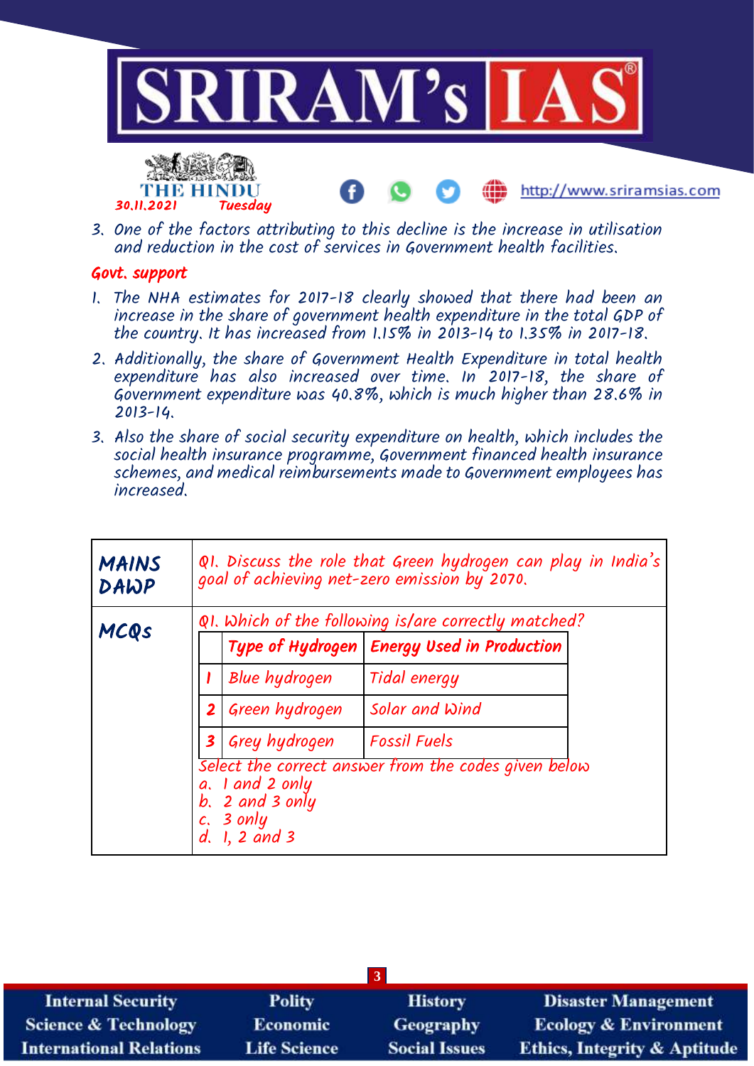3. One of the factors attributing to this decline is the increase in utilisation and reduction in the cost of services in Government health facilities.

## Govt. support

1. The NHA estimates for 2017-18 clearly showed that there had been an increase in the share of government health expenditure in the total GDP of the country. It has increased from 1.15% in 2013-14 to 1.35% in 2017-18.
2. Additionally, the share of Government Health Expenditure in total health expenditure has also increased over time. In 2017-18, the share of Government expenditure was 40.8%, which is much higher than 28.6% in 2013-14.
3. Also the share of social security expenditure on health, which includes the social health insurance programme, Government financed health insurance schemes, and medical reimbursements made to Government employees has increased.

| | |
|---|---|
| **MAINS DAWP** | Q1. Discuss the role that Green hydrogen can play in India's goal of achieving net-zero emission by 2070. |
| **MCQs** | Q1. Which of the following is/are correctly matched? |

| | Type of Hydrogen | Energy Used in Production |
|---|---|---|
| 1 | Blue hydrogen | Tidal energy |
| 2 | Green hydrogen | Solar and Wind |
| 3 | Grey hydrogen | Fossil Fuels |

Select the correct answer from the codes given below

a. 1 and 2 only
b. 2 and 3 only
c. 3 only
d. 1, 2 and 3